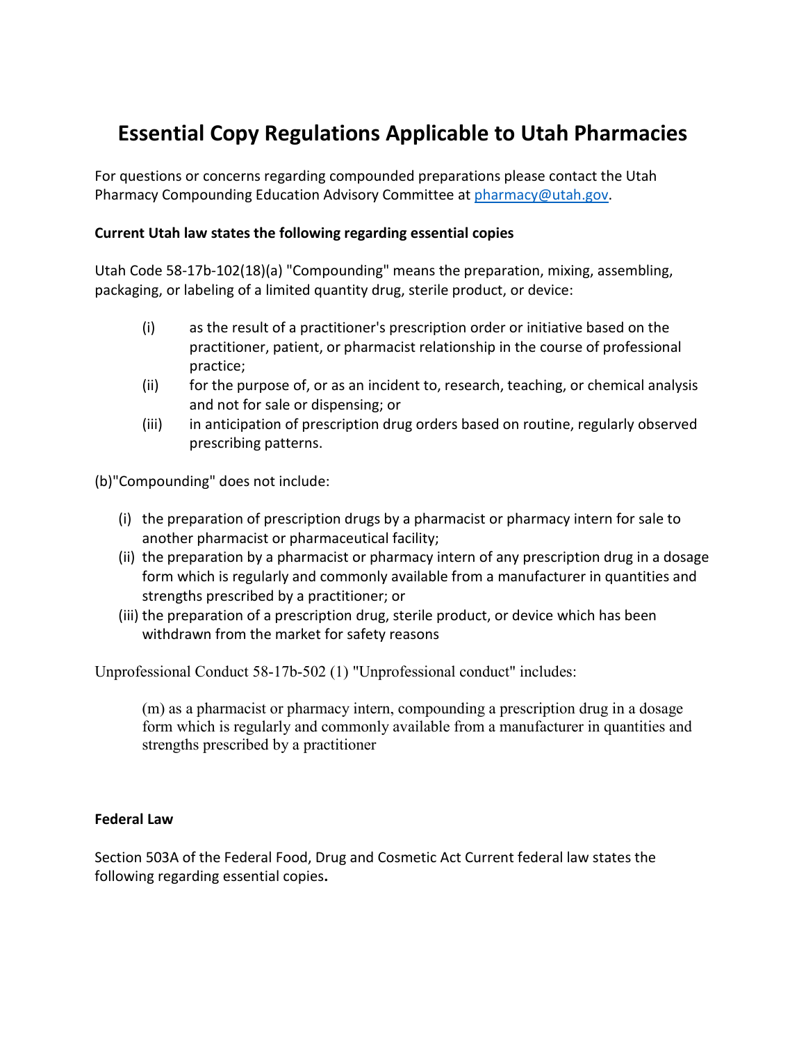# Essential Copy Regulations Applicable to Utah Pharmacies

For questions or concerns regarding compounded preparations please contact the Utah Pharmacy Compounding Education Advisory Committee at [pharmacy@utah.gov](mailto:pharmacy@utah.gov).

**Current Utah law states the following regarding essential copies**

Utah Code 58-17b-102(18)(a) "Compounding" means the preparation, mixing, assembling, packaging, or labeling of a limited quantity drug, sterile product, or device:

(i) as the result of a practitioner's prescription order or initiative based on the practitioner, patient, or pharmacist relationship in the course of professional practice;

(ii) for the purpose of, or as an incident to, research, teaching, or chemical analysis and not for sale or dispensing; or

(iii) in anticipation of prescription drug orders based on routine, regularly observed prescribing patterns.

(b)"Compounding" does not include:

(i) the preparation of prescription drugs by a pharmacist or pharmacy intern for sale to another pharmacist or pharmaceutical facility;

(ii) the preparation by a pharmacist or pharmacy intern of any prescription drug in a dosage form which is regularly and commonly available from a manufacturer in quantities and strengths prescribed by a practitioner; or

(iii) the preparation of a prescription drug, sterile product, or device which has been withdrawn from the market for safety reasons

Unprofessional Conduct 58-17b-502 (1) "Unprofessional conduct" includes:

(m) as a pharmacist or pharmacy intern, compounding a prescription drug in a dosage form which is regularly and commonly available from a manufacturer in quantities and strengths prescribed by a practitioner

**Federal Law**

Section 503A of the Federal Food, Drug and Cosmetic Act Current federal law states the following regarding essential copies**.**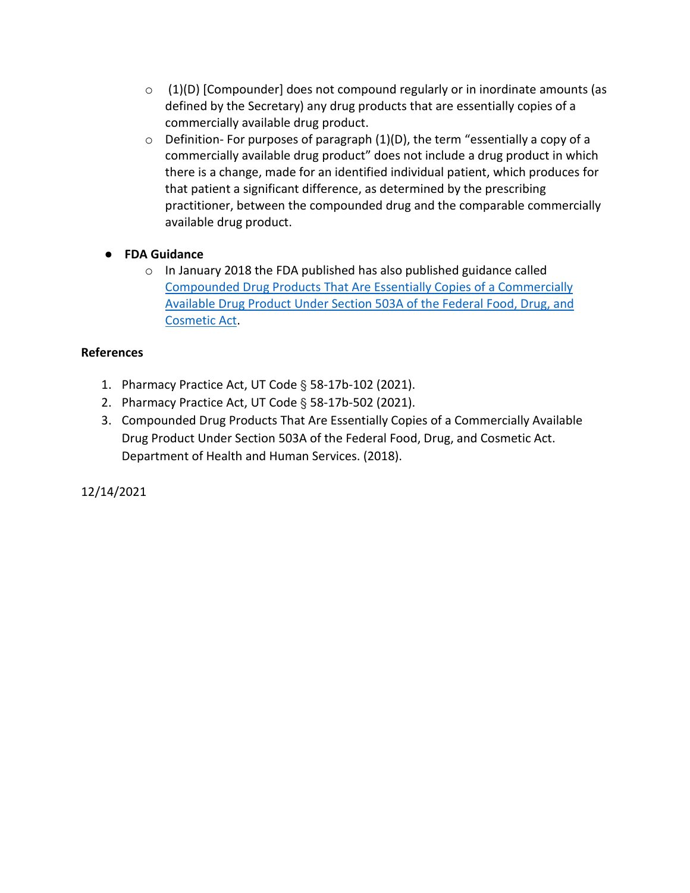- (1)(D) [Compounder] does not compound regularly or in inordinate amounts (as defined by the Secretary) any drug products that are essentially copies of a commercially available drug product.
    - Definition- For purposes of paragraph (1)(D), the term "essentially a copy of a commercially available drug product" does not include a drug product in which there is a change, made for an identified individual patient, which produces for that patient a significant difference, as determined by the prescribing practitioner, between the compounded drug and the comparable commercially available drug product.

- **FDA Guidance**
    - In January 2018 the FDA published has also published guidance called [Compounded Drug Products That Are Essentially Copies of a Commercially Available Drug Product Under Section 503A of the Federal Food, Drug, and Cosmetic Act]().

**References**

1. Pharmacy Practice Act, UT Code § 58-17b-102 (2021).
2. Pharmacy Practice Act, UT Code § 58-17b-502 (2021).
3. Compounded Drug Products That Are Essentially Copies of a Commercially Available Drug Product Under Section 503A of the Federal Food, Drug, and Cosmetic Act. Department of Health and Human Services. (2018).

12/14/2021